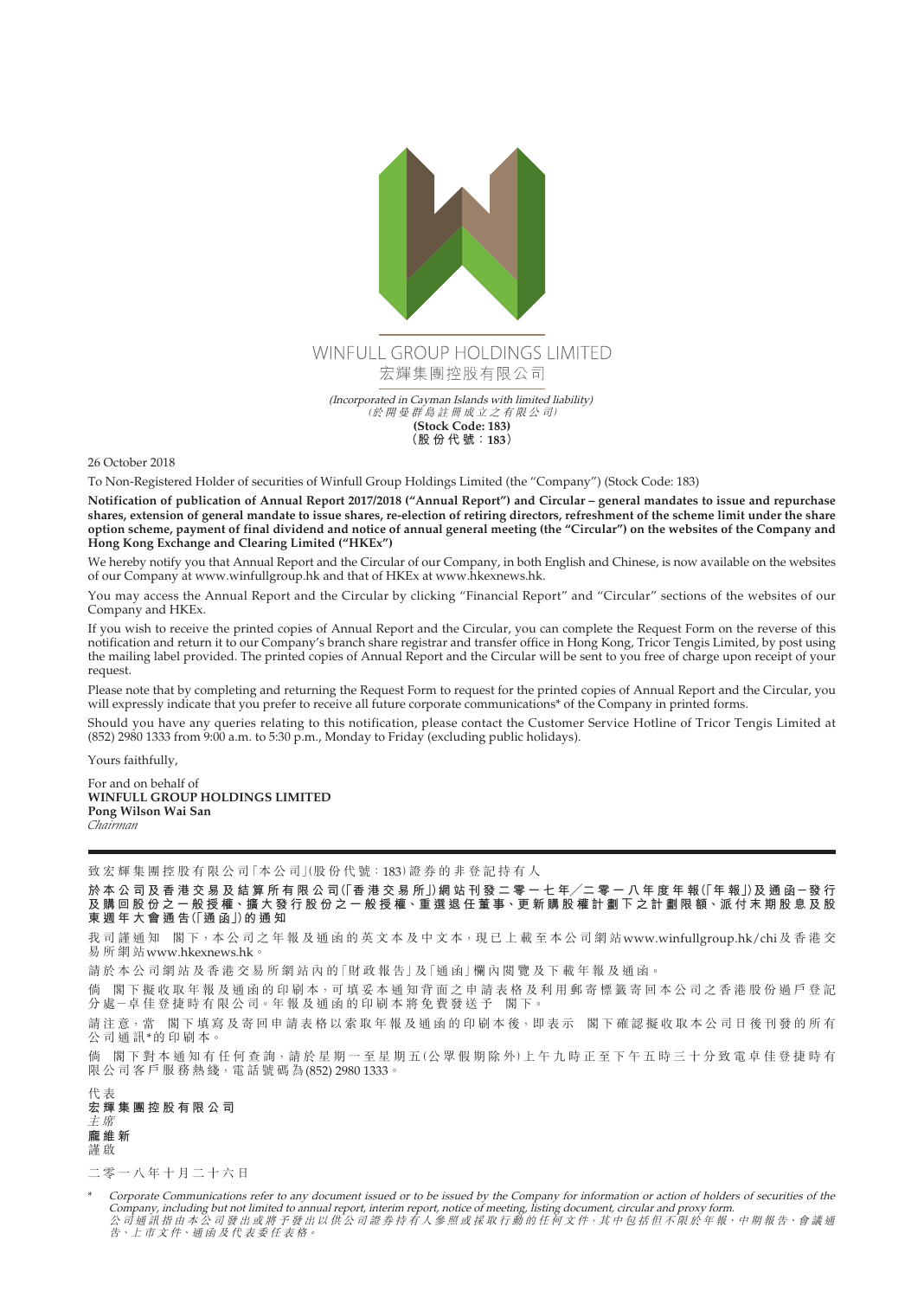WINFULL GROUP HOLDINGS LIMITED
宏輝集團控股有限公司

*(Incorporated in Cayman Islands with limited liability)*
*（於開曼群島註冊成立之有限公司）*
**(Stock Code: 183)**
**（股份代號：183）**

26 October 2018

To Non-Registered Holder of securities of Winfull Group Holdings Limited (the "Company") (Stock Code: 183)

**Notification of publication of Annual Report 2017/2018 ("Annual Report") and Circular – general mandates to issue and repurchase shares, extension of general mandate to issue shares, re-election of retiring directors, refreshment of the scheme limit under the share option scheme, payment of final dividend and notice of annual general meeting (the "Circular") on the websites of the Company and Hong Kong Exchange and Clearing Limited ("HKEx")**

We hereby notify you that Annual Report and the Circular of our Company, in both English and Chinese, is now available on the websites of our Company at www.winfullgroup.hk and that of HKEx at www.hkexnews.hk.

You may access the Annual Report and the Circular by clicking "Financial Report" and "Circular" sections of the websites of our Company and HKEx.

If you wish to receive the printed copies of Annual Report and the Circular, you can complete the Request Form on the reverse of this notification and return it to our Company's branch share registrar and transfer office in Hong Kong, Tricor Tengis Limited, by post using the mailing label provided. The printed copies of Annual Report and the Circular will be sent to you free of charge upon receipt of your request.

Please note that by completing and returning the Request Form to request for the printed copies of Annual Report and the Circular, you will expressly indicate that you prefer to receive all future corporate communications* of the Company in printed forms.

Should you have any queries relating to this notification, please contact the Customer Service Hotline of Tricor Tengis Limited at (852) 2980 1333 from 9:00 a.m. to 5:30 p.m., Monday to Friday (excluding public holidays).

Yours faithfully,

For and on behalf of
**WINFULL GROUP HOLDINGS LIMITED**
**Pong Wilson Wai San**
*Chairman*

---

致宏輝集團控股有限公司「本公司」(股份代號：183)證券的非登記持有人

**於本公司及香港交易及結算所有限公司(「香港交易所」)網站刊發二零一七年╱二零一八年度年報(「年報」)及通函－發行及購回股份之一般授權、擴大發行股份之一般授權、重選退任董事、更新購股權計劃下之計劃限額、派付末期股息及股東週年大會通告(「通函」)的通知**

我司謹通知 閣下，本公司之年報及通函的英文本及中文本，現已上載至本公司網站www.winfullgroup.hk/chi及香港交易所網站www.hkexnews.hk。

請於本公司網站及香港交易所網站內的「財政報告」及「通函」欄內閱覽及下載年報及通函。

倘 閣下擬收取年報及通函的印刷本，可填妥本通知背面之申請表格及利用郵寄標籤寄回本公司之香港股份過戶登記分處－卓佳登捷時有限公司。年報及通函的印刷本將免費發送予 閣下。

請注意，當 閣下填寫及寄回申請表格以索取年報及通函的印刷本後，即表示 閣下確認擬收取本公司日後刊發的所有公司通訊*的印刷本。

倘 閣下對本通知有任何查詢，請於星期一至星期五(公眾假期除外)上午九時正至下午五時三十分致電卓佳登捷時有限公司客戶服務熱綫，電話號碼為(852) 2980 1333。

代表
**宏輝集團控股有限公司**
*主席*
**龐維新**
謹啟

二零一八年十月二十六日

\* *Corporate Communications refer to any document issued or to be issued by the Company for information or action of holders of securities of the Company, including but not limited to annual report, interim report, notice of meeting, listing document, circular and proxy form.*
*公司通訊指由本公司發出或將予發出以供公司證券持有人參照或採取行動的任何文件，其中包括但不限於年報、中期報告、會議通告、上市文件、通函及代表委任表格。*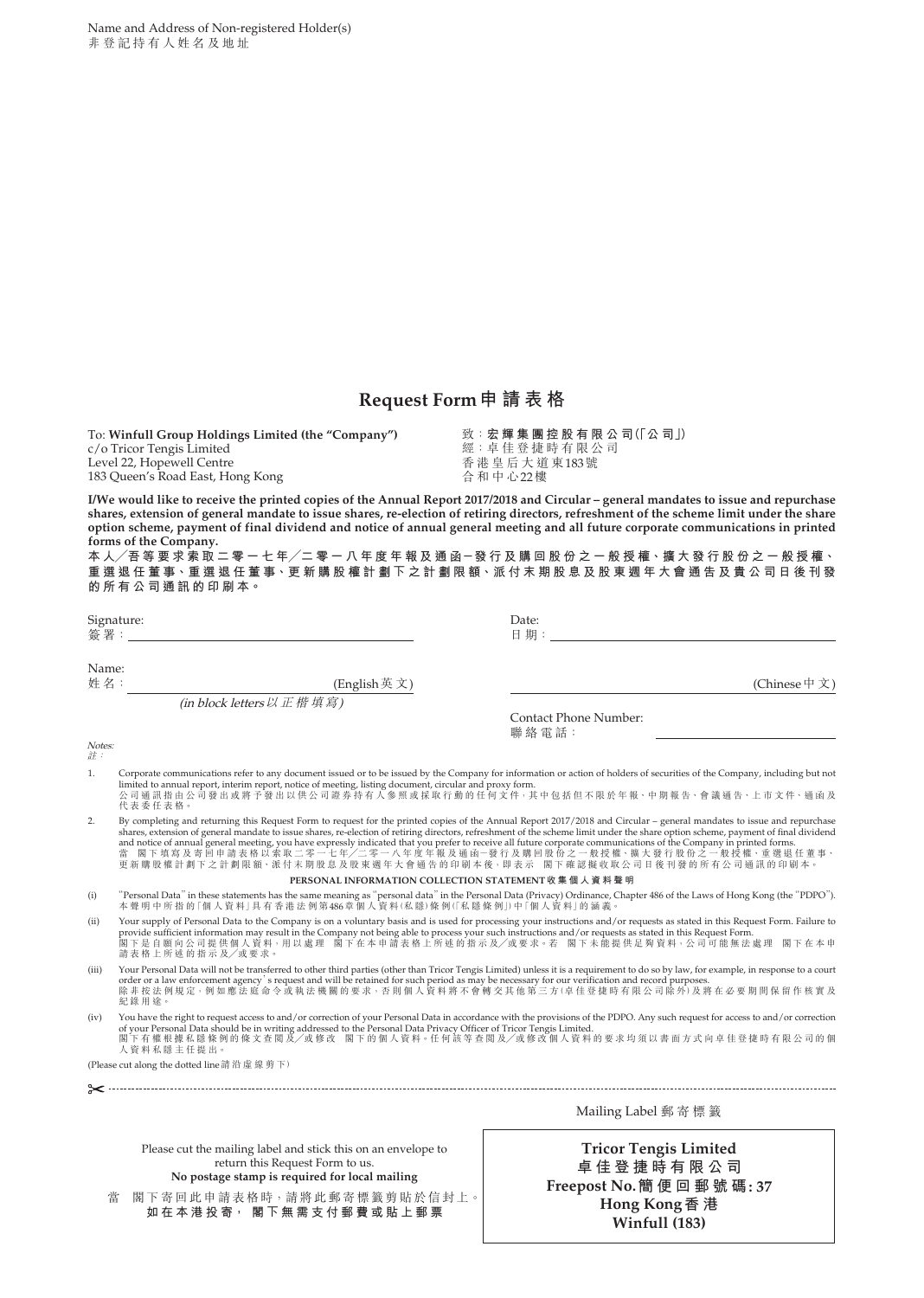Name and Address of Non-registered Holder(s)
非登記持有人姓名及地址

# Request Form 申請表格

To: **Winfull Group Holdings Limited (the "Company")**
c/o Tricor Tengis Limited
Level 22, Hopewell Centre
183 Queen's Road East, Hong Kong

致：**宏輝集團控股有限公司(「公司」)**
經：卓佳登捷時有限公司
香港皇后大道東183號
合和中心22樓

**I/We would like to receive the printed copies of the Annual Report 2017/2018 and Circular – general mandates to issue and repurchase shares, extension of general mandate to issue shares, re-election of retiring directors, refreshment of the scheme limit under the share option scheme, payment of final dividend and notice of annual general meeting and all future corporate communications in printed forms of the Company.**

**本人╱吾等要求索取二零一七年╱二零一八年度年報及通函－發行及購回股份之一般授權、擴大發行股份之一般授權、重選退任董事、重選退任董事、更新購股權計劃下之計劃限額、派付末期股息及股東週年大會通告及貴公司日後刊發的所有公司通訊的印刷本。**

Signature:
簽署：________________

Date:
日期：________________

Name:
姓名：________________ (English 英文) ________________ (Chinese 中文)

*(in block letters 以正楷填寫)*

Contact Phone Number:
聯絡電話：________________

*Notes:*
*註：*

1. Corporate communications refer to any document issued or to be issued by the Company for information or action of holders of securities of the Company, including but not limited to annual report, interim report, notice of meeting, listing document, circular and proxy form.
公司通訊指由公司發出或將予發出以供公司證券持有人參照或採取行動的任何文件，其中包括但不限於年報、中期報告、會議通告、上市文件、通函及代表委任表格。

2. By completing and returning this Request Form to request for the printed copies of the Annual Report 2017/2018 and Circular – general mandates to issue and repurchase shares, extension of general mandate to issue shares, re-election of retiring directors, refreshment of the scheme limit under the share option scheme, payment of final dividend and notice of annual general meeting, you have expressly indicated that you prefer to receive all future corporate communications of the Company in printed forms.
當 閣下填寫及寄回申請表格以索取二零一七年╱二零一八年度年報及通函－發行及購回股份之一般授權、擴大發行股份之一般授權、重選退任董事、更新購股權計劃下之計劃限額、派付末期股息及股東週年大會通告的印刷本後，即表示 閣下確認擬收取公司日後刊發的所有公司通訊的印刷本。

**PERSONAL INFORMATION COLLECTION STATEMENT 收集個人資料聲明**

(i) "Personal Data" in these statements has the same meaning as "personal data" in the Personal Data (Privacy) Ordinance, Chapter 486 of the Laws of Hong Kong (the "PDPO").
本聲明中所指的「個人資料」具有香港法例第486章個人資料(私隱)條例(「私隱條例」)中「個人資料」的涵義。

(ii) Your supply of Personal Data to the Company is on a voluntary basis and is used for processing your instructions and/or requests as stated in this Request Form. Failure to provide sufficient information may result in the Company not being able to process your such instructions and/or requests as stated in this Request Form.
閣下是自願向公司提供個人資料，用以處理 閣下在本申請表格上所述的指示及╱或要求。若 閣下未能提供足夠資料，公司可能無法處理 閣下在本申請表格上所述的指示及╱或要求。

(iii) Your Personal Data will not be transferred to other third parties (other than Tricor Tengis Limited) unless it is a requirement to do so by law, for example, in response to a court order or a law enforcement agency's request and will be retained for such period as may be necessary for our verification and record purposes.
除非按法例規定，例如應法庭命令或執法機關的要求，否則個人資料將不會轉交其他第三方(卓佳登捷時有限公司除外)及將在必要期間保留作核實及紀錄用途。

(iv) You have the right to request access to and/or correction of your Personal Data in accordance with the provisions of the PDPO. Any such request for access to and/or correction of your Personal Data should be in writing addressed to the Personal Data Privacy Officer of Tricor Tengis Limited.
閣下有權根據私隱條例的條文查閱及╱或修改 閣下的個人資料。任何該等查閱及╱或修改個人資料的要求均須以書面方式向卓佳登捷時有限公司的個人資料私隱主任提出。

(Please cut along the dotted line 請沿虛線剪下)

✂ ------------------------------------------------------------

Mailing Label 郵寄標籤

Please cut the mailing label and stick this on an envelope to return this Request Form to us.
**No postage stamp is required for local mailing**

當 閣下寄回此申請表格時，請將此郵寄標籤剪貼於信封上。
**如在本港投寄， 閣下無需支付郵費或貼上郵票**

**Tricor Tengis Limited**
**卓佳登捷時有限公司**
**Freepost No. 簡便回郵號碼: 37**
**Hong Kong 香港**
**Winfull (183)**